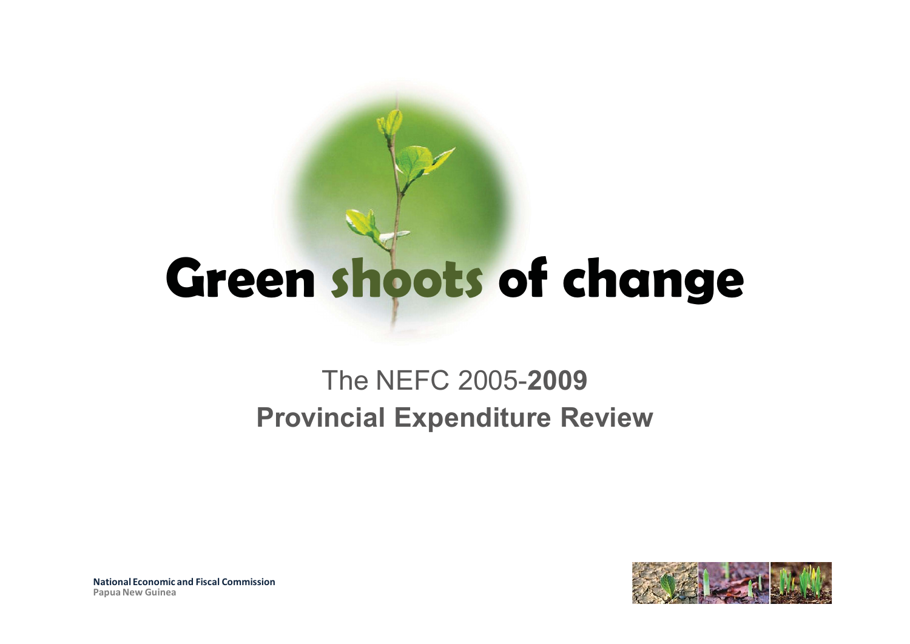# Green shoots of change

## The NEFC 2005-**2009**
## **Provincial Expenditure Review**

**National Economic and Fiscal Commission**
**Papua New Guinea**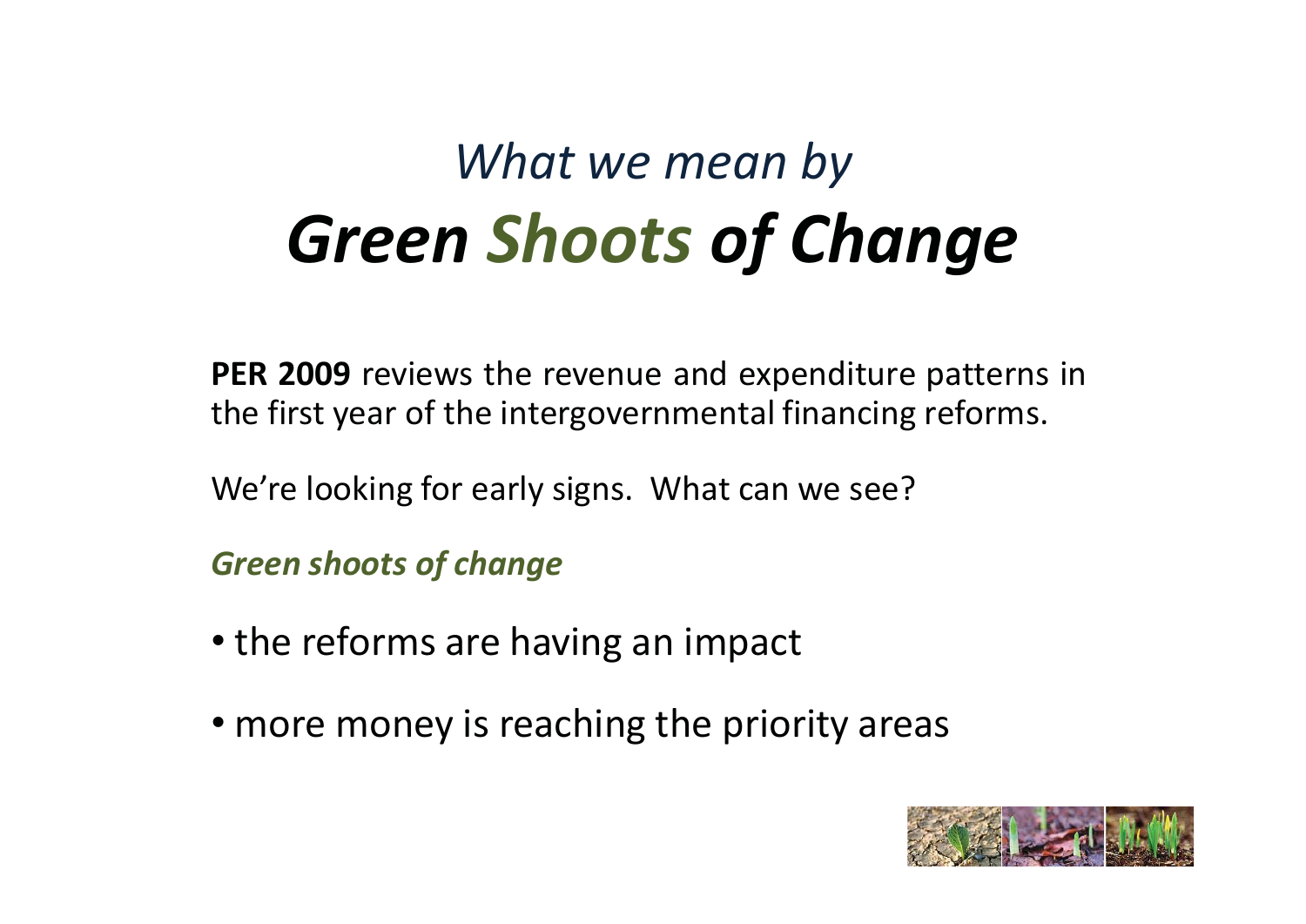# *What we mean by*
# ***Green Shoots of Change***

**PER 2009** reviews the revenue and expenditure patterns in the first year of the intergovernmental financing reforms.

We're looking for early signs. What can we see?

***Green shoots of change***

- the reforms are having an impact
- more money is reaching the priority areas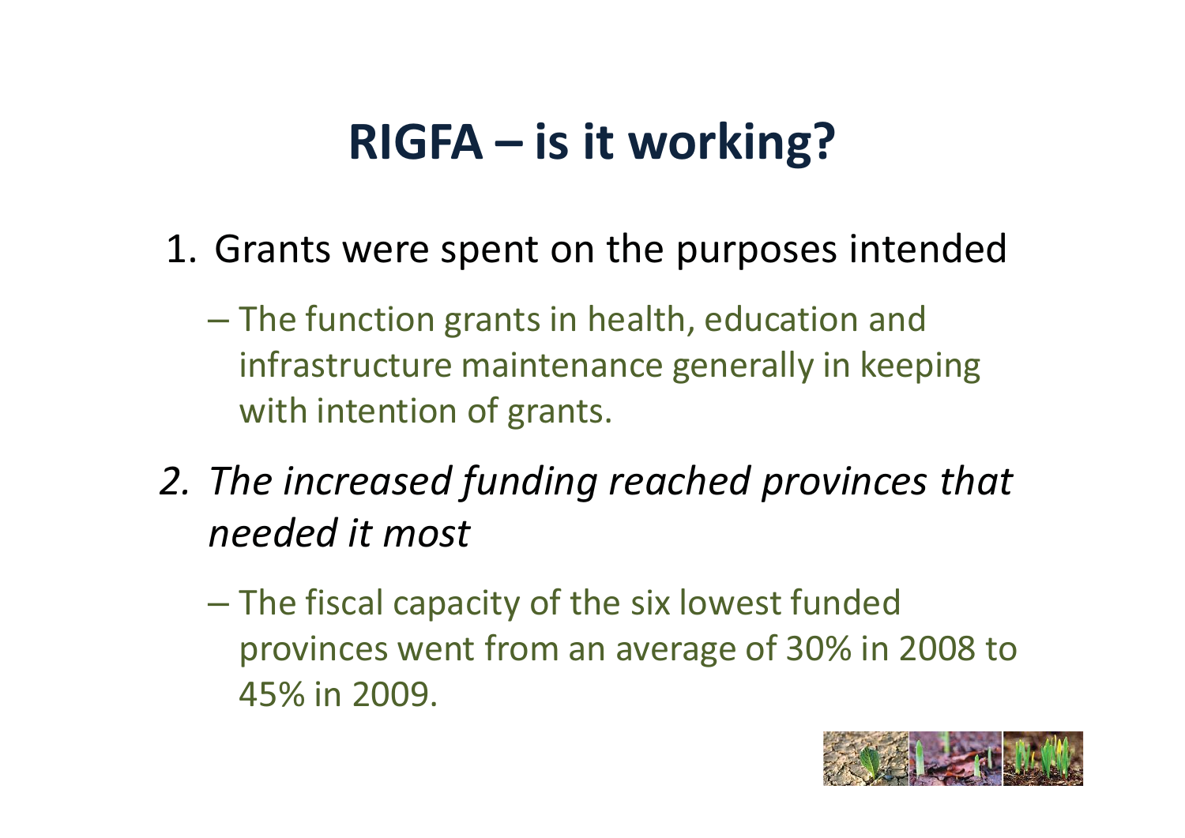# RIGFA – is it working?

1. Grants were spent on the purposes intended
   - The function grants in health, education and infrastructure maintenance generally in keeping with intention of grants.
2. *The increased funding reached provinces that needed it most*
   - The fiscal capacity of the six lowest funded provinces went from an average of 30% in 2008 to 45% in 2009.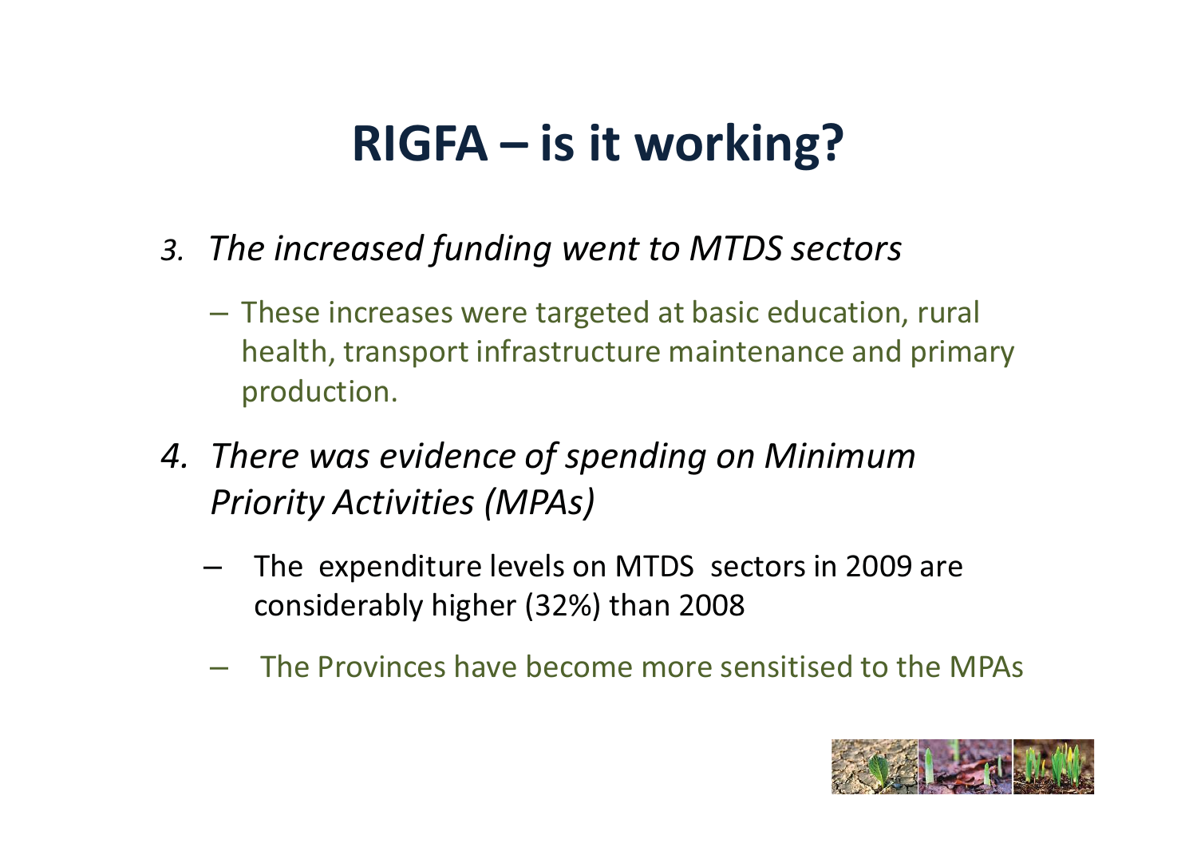# RIGFA – is it working?

3. *The increased funding went to MTDS sectors*
   - These increases were targeted at basic education, rural health, transport infrastructure maintenance and primary production.
4. *There was evidence of spending on Minimum Priority Activities (MPAs)*
   - The expenditure levels on MTDS sectors in 2009 are considerably higher (32%) than 2008
   - The Provinces have become more sensitised to the MPAs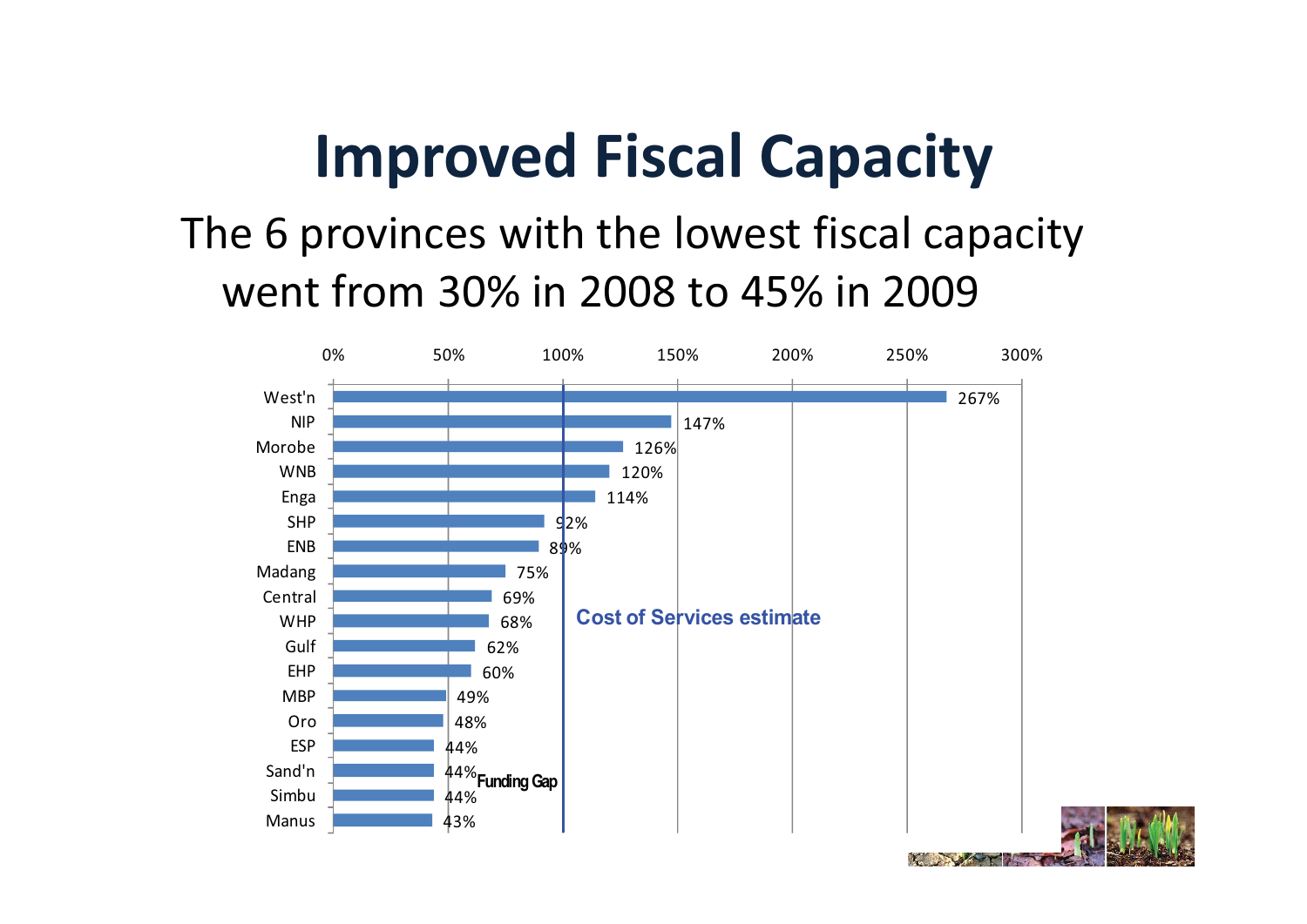# Improved Fiscal Capacity

The 6 provinces with the lowest fiscal capacity went from 30% in 2008 to 45% in 2009

| Province | Fiscal capacity |
|---|---|
| West'n | 267% |
| NIP | 147% |
| Morobe | 126% |
| WNB | 120% |
| Enga | 114% |
| SHP | 92% |
| ENB | 89% |
| Madang | 75% |
| Central | 69% |
| WHP | 68% |
| Gulf | 62% |
| EHP | 60% |
| MBP | 49% |
| Oro | 48% |
| ESP | 44% |
| Sand'n | 44% |
| Simbu | 44% |
| Manus | 43% |

Cost of Services estimate

Funding Gap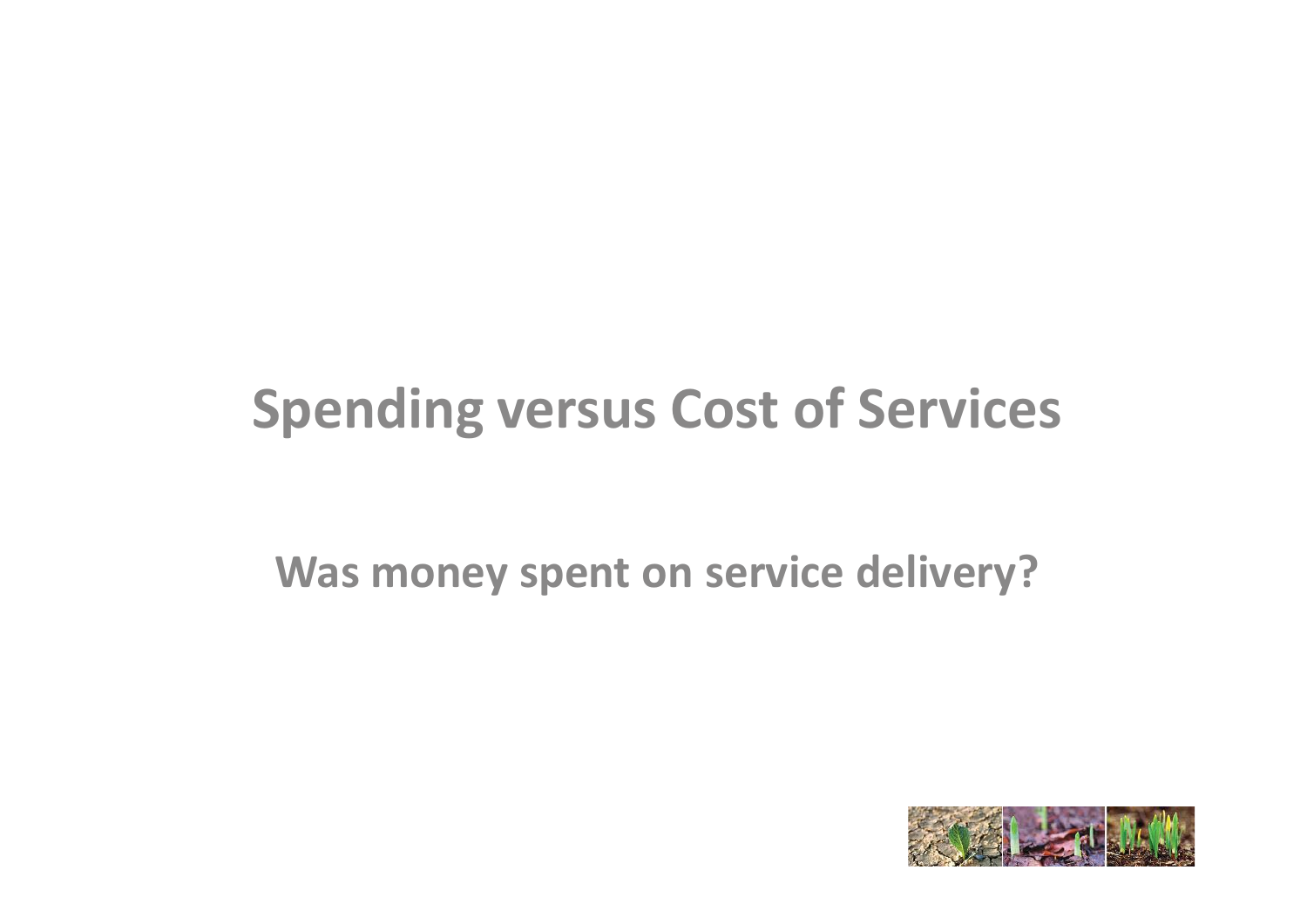# Spending versus Cost of Services

## Was money spent on service delivery?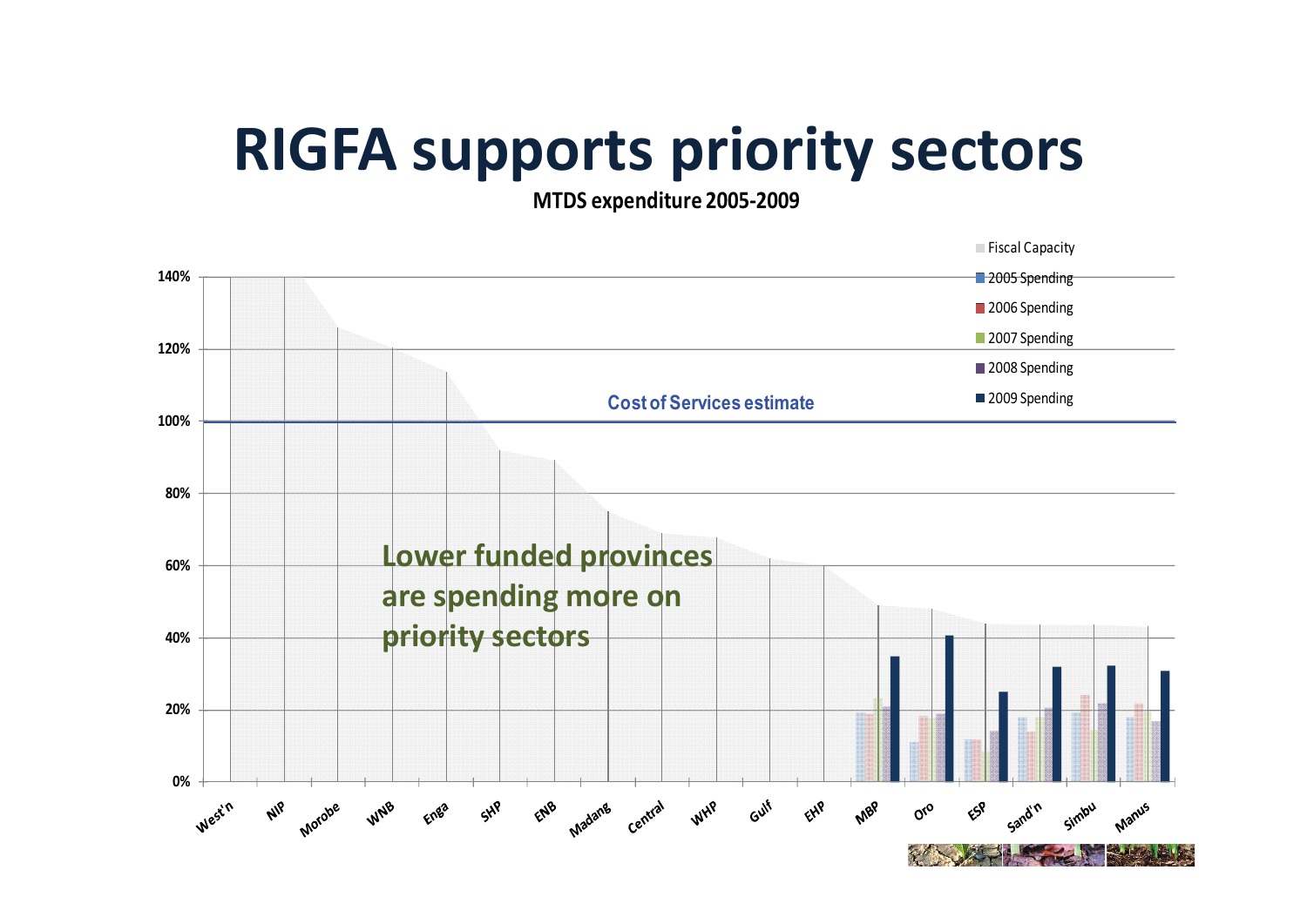# RIGFA supports priority sectors

**MTDS expenditure 2005-2009**

Fiscal Capacity
2005 Spending
2006 Spending
2007 Spending
2008 Spending
2009 Spending

Cost of Services estimate

**Lower funded provinces are spending more on priority sectors**

140%
120%
100%
80%
60%
40%
20%
0%

West'n, NIP, Morobe, WNB, Enga, SHP, ENB, Madang, Central, WHP, Gulf, EHP, MBP, Oro, ESP, Sand'n, Simbu, Manus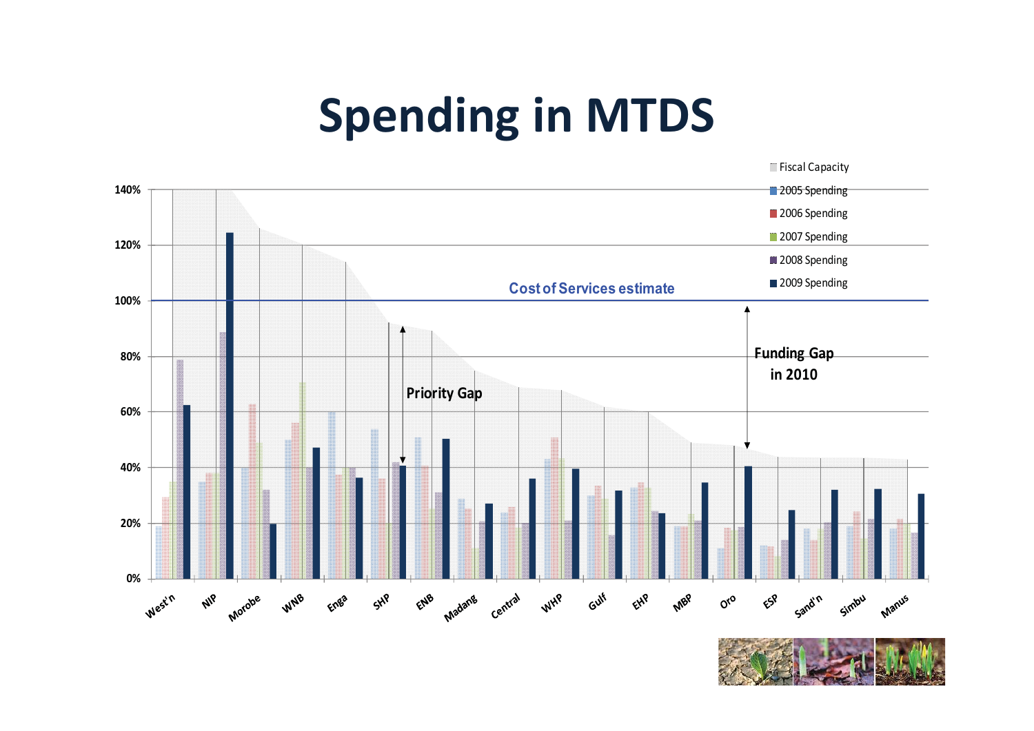# Spending in MTDS

Fiscal Capacity
2005 Spending
2006 Spending
2007 Spending
2008 Spending
2009 Spending

Cost of Services estimate

Priority Gap

Funding Gap in 2010

140%
120%
100%
80%
60%
40%
20%
0%

West'n, NIP, Morobe, WNB, Enga, SHP, ENB, Madang, Central, WHP, Gulf, EHP, MBP, Oro, ESP, Sand'n, Simbu, Manus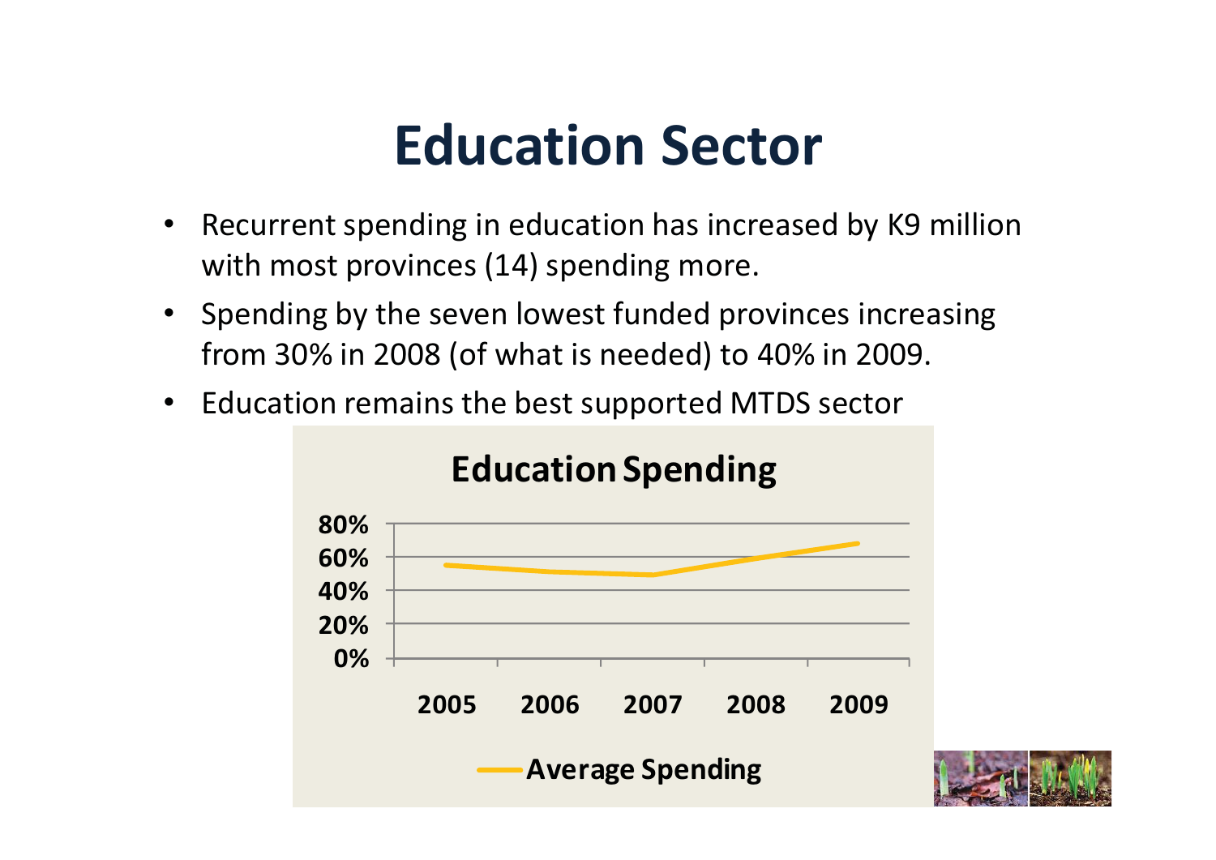# Education Sector

- Recurrent spending in education has increased by K9 million with most provinces (14) spending more.
- Spending by the seven lowest funded provinces increasing from 30% in 2008 (of what is needed) to 40% in 2009.
- Education remains the best supported MTDS sector

**Education Spending**

Average Spending

80%
60%
40%
20%
0%

2005 2006 2007 2008 2009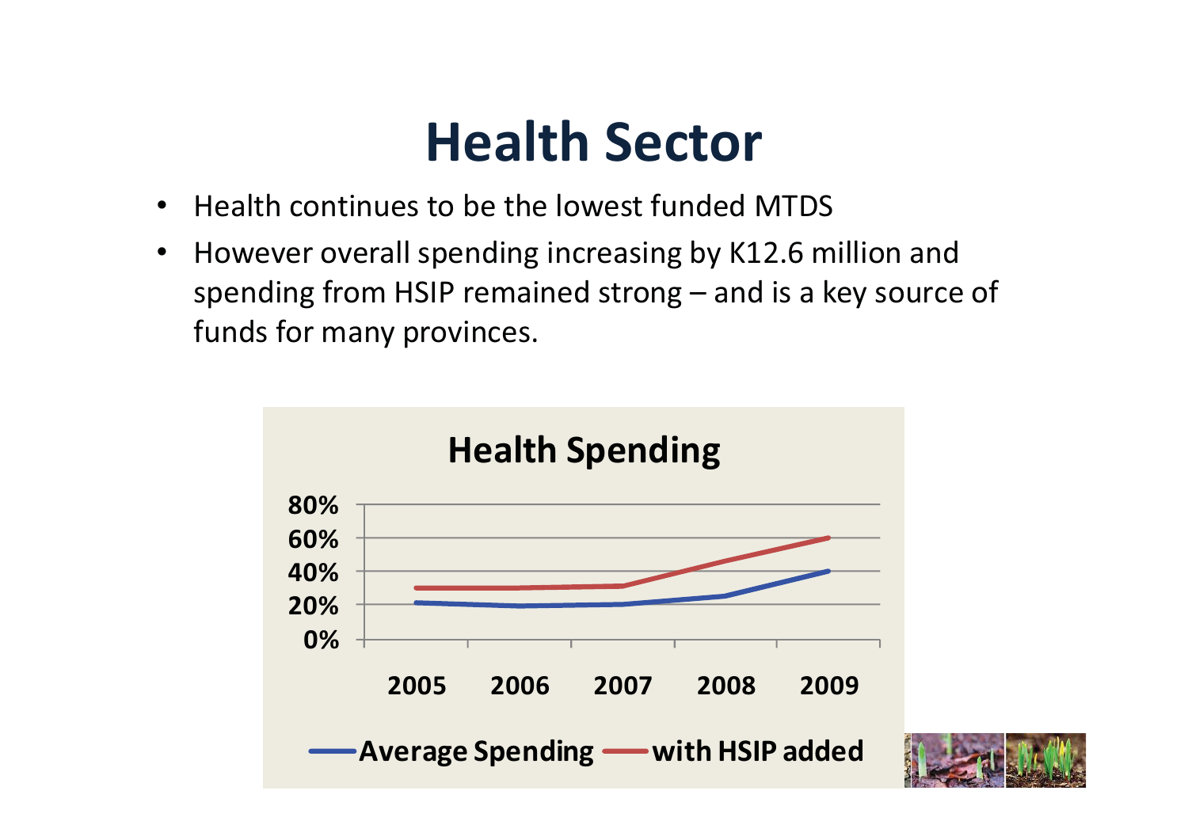# Health Sector

- Health continues to be the lowest funded MTDS
- However overall spending increasing by K12.6 million and spending from HSIP remained strong – and is a key source of funds for many provinces.

**Health Spending**

80%
60%
40%
20%
0%

2005 2006 2007 2008 2009

Average Spending — with HSIP added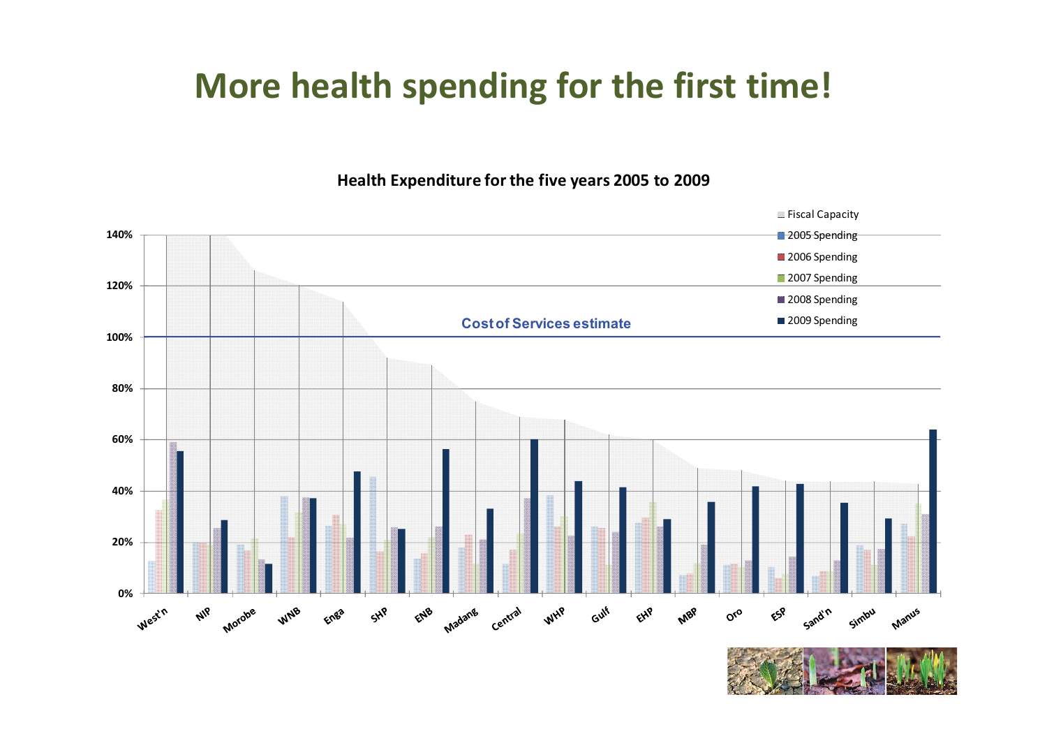# More health spending for the first time!

**Health Expenditure for the five years 2005 to 2009**

- Fiscal Capacity
- 2005 Spending
- 2006 Spending
- 2007 Spending
- 2008 Spending
- 2009 Spending

Cost of Services estimate

140%
120%
100%
80%
60%
40%
20%
0%

West'n, NIP, Morobe, WNB, Enga, SHP, ENB, Madang, Central, WHP, Gulf, EHP, MBP, Oro, ESP, Sand'n, Simbu, Manus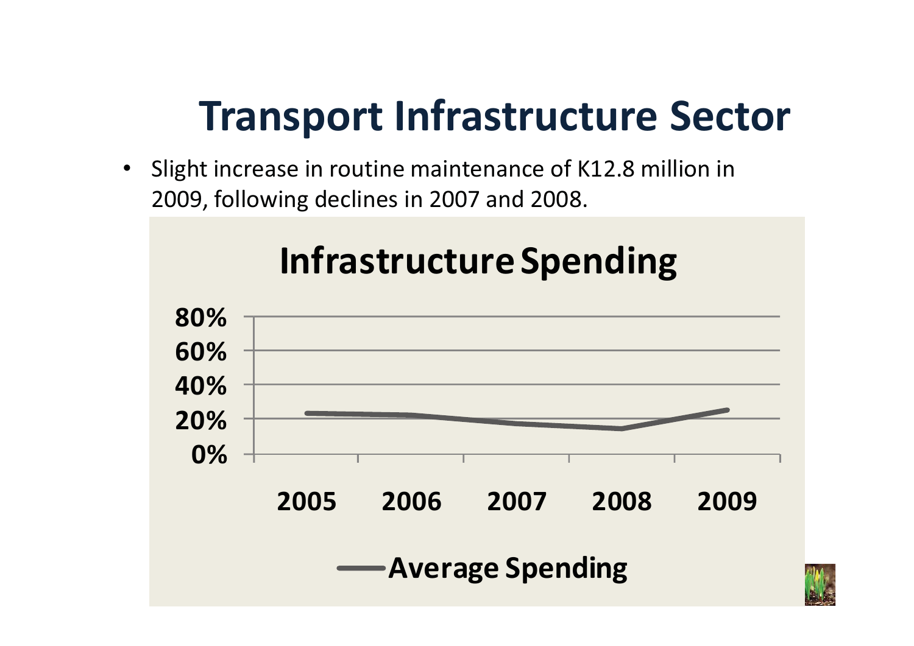# Transport Infrastructure Sector

- Slight increase in routine maintenance of K12.8 million in 2009, following declines in 2007 and 2008.

**Infrastructure Spending**

80%
60%
40%
20%
0%

2005 2006 2007 2008 2009

Average Spending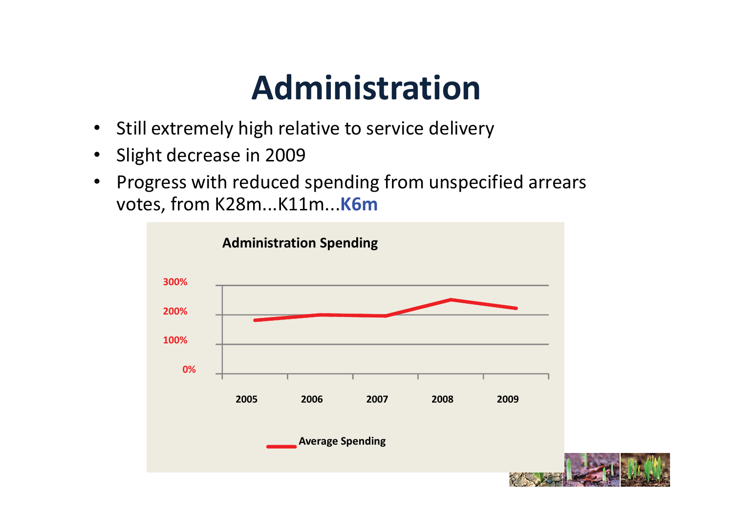# Administration

- Still extremely high relative to service delivery
- Slight decrease in 2009
- Progress with reduced spending from unspecified arrears votes, from K28m...K11m...**K6m**

**Administration Spending**

300%
200%
100%
0%

2005 2006 2007 2008 2009

Average Spending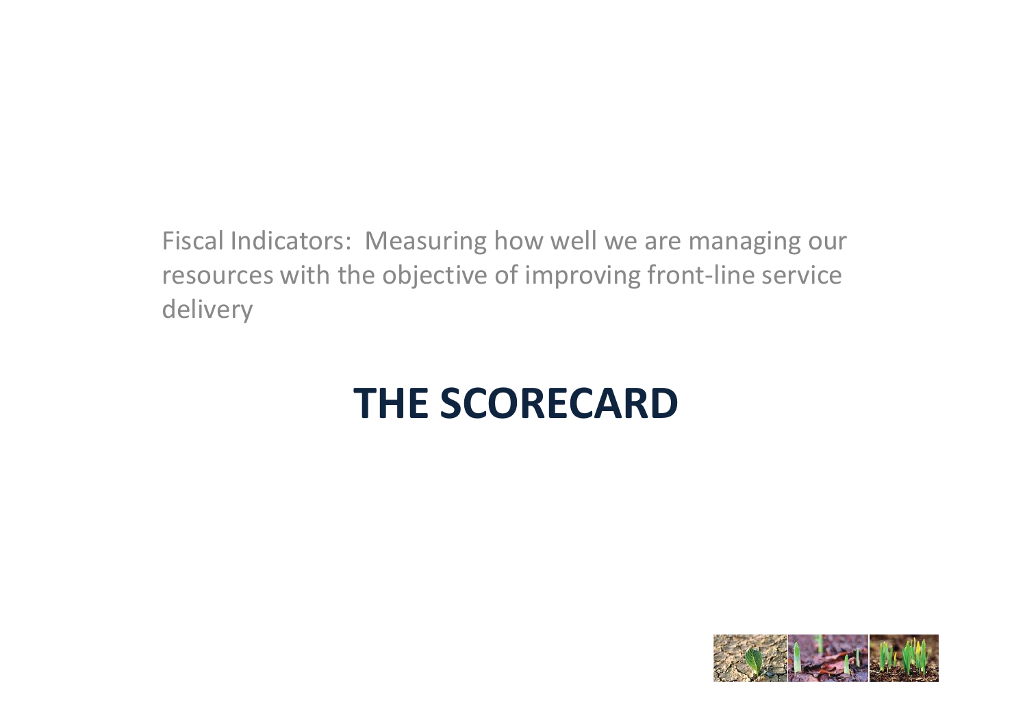Fiscal Indicators: Measuring how well we are managing our resources with the objective of improving front-line service delivery

# THE SCORECARD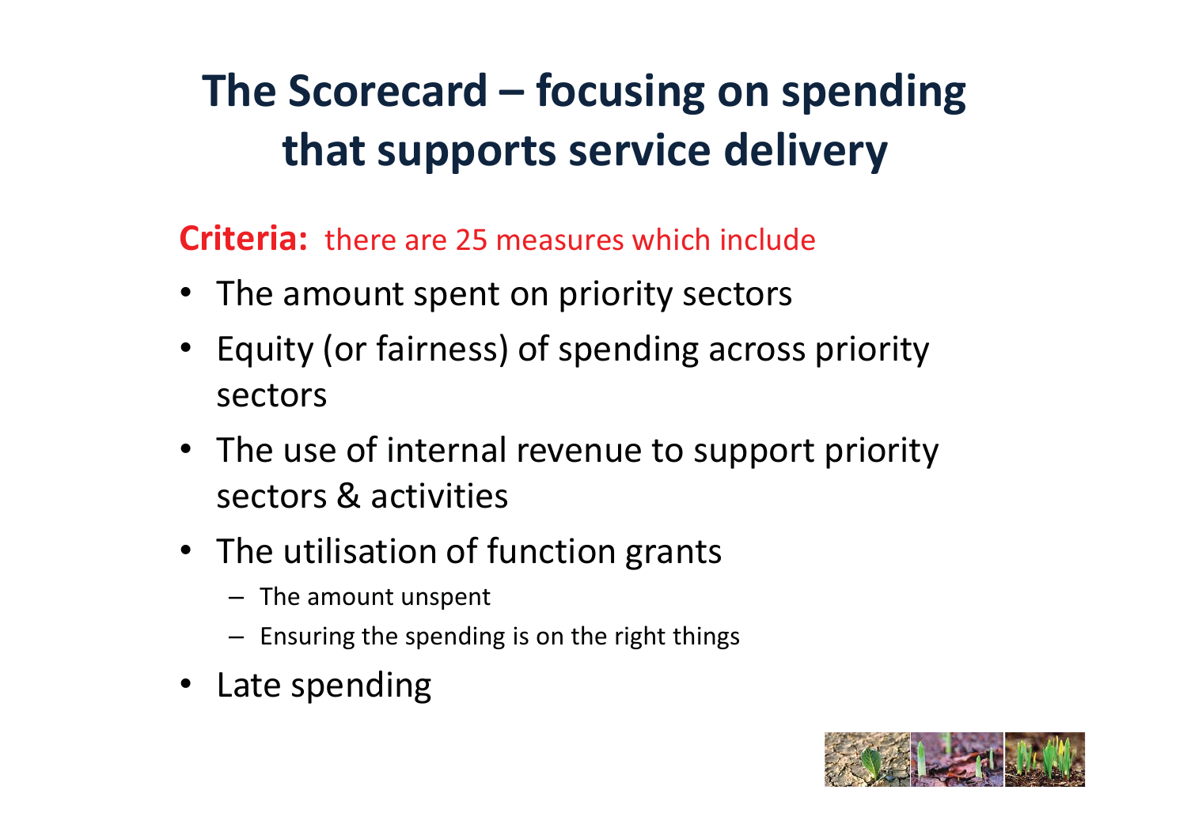# The Scorecard – focusing on spending that supports service delivery

**Criteria:** there are 25 measures which include

- The amount spent on priority sectors
- Equity (or fairness) of spending across priority sectors
- The use of internal revenue to support priority sectors & activities
- The utilisation of function grants
  - The amount unspent
  - Ensuring the spending is on the right things
- Late spending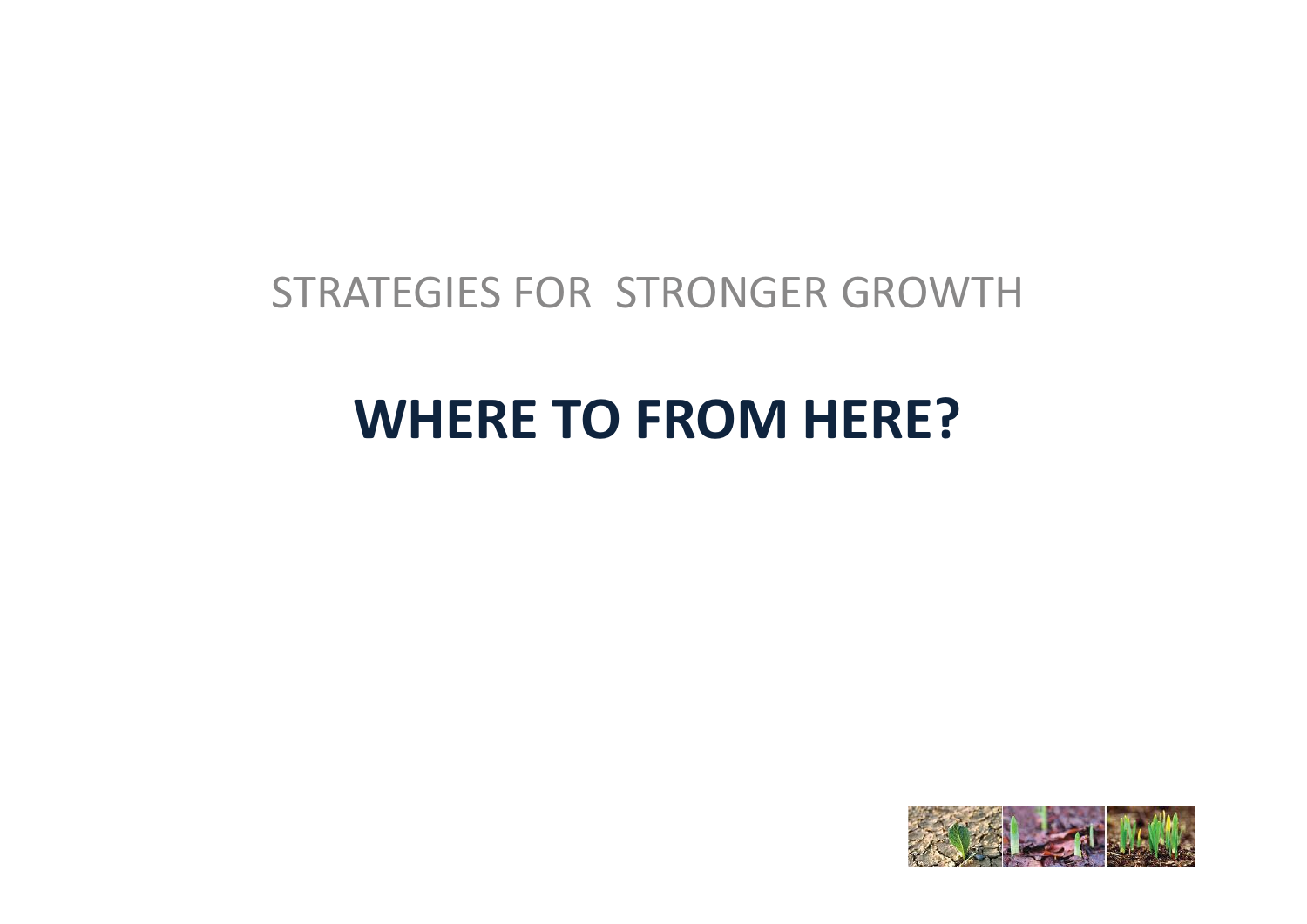STRATEGIES FOR STRONGER GROWTH

# WHERE TO FROM HERE?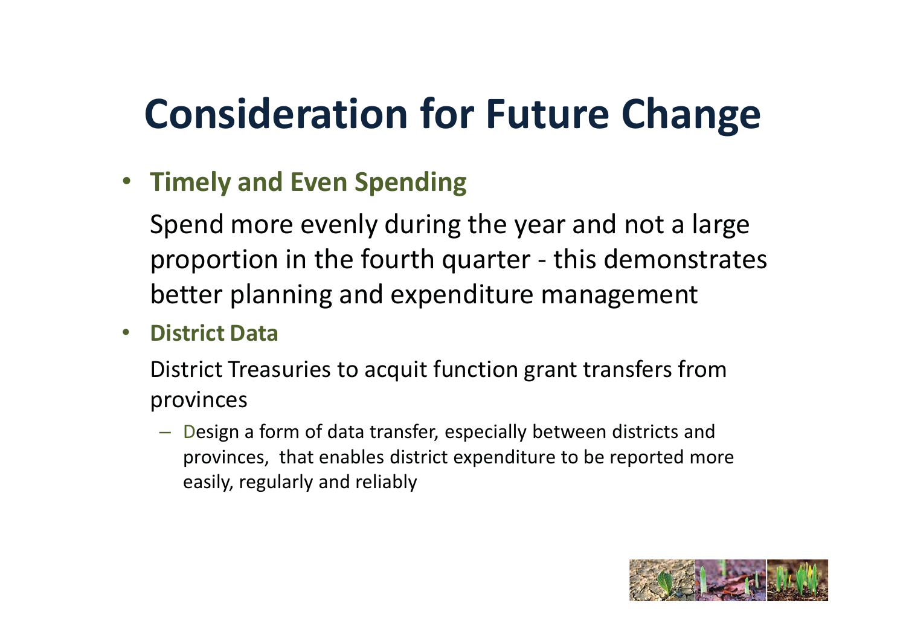# Consideration for Future Change

- **Timely and Even Spending**

  Spend more evenly during the year and not a large proportion in the fourth quarter - this demonstrates better planning and expenditure management

- **District Data**

  District Treasuries to acquit function grant transfers from provinces

  - Design a form of data transfer, especially between districts and provinces, that enables district expenditure to be reported more easily, regularly and reliably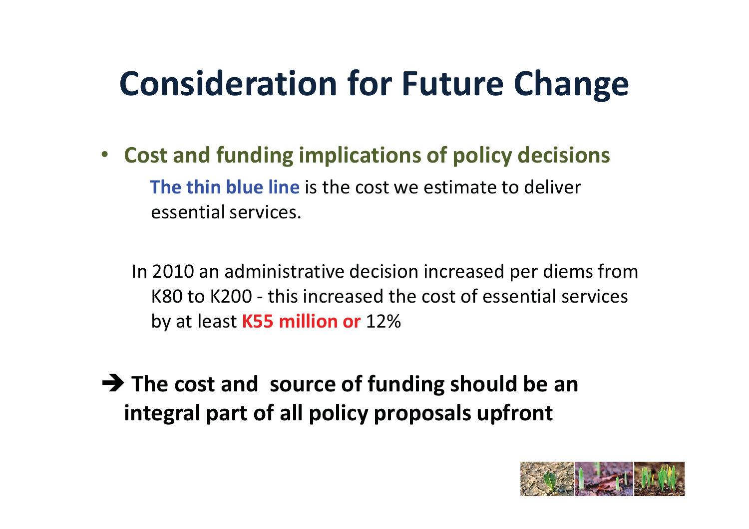# Consideration for Future Change

- **Cost and funding implications of policy decisions**

  **The thin blue line** is the cost we estimate to deliver essential services.

  In 2010 an administrative decision increased per diems from K80 to K200 - this increased the cost of essential services by at least **K55 million or** 12%

➔ **The cost and source of funding should be an integral part of all policy proposals upfront**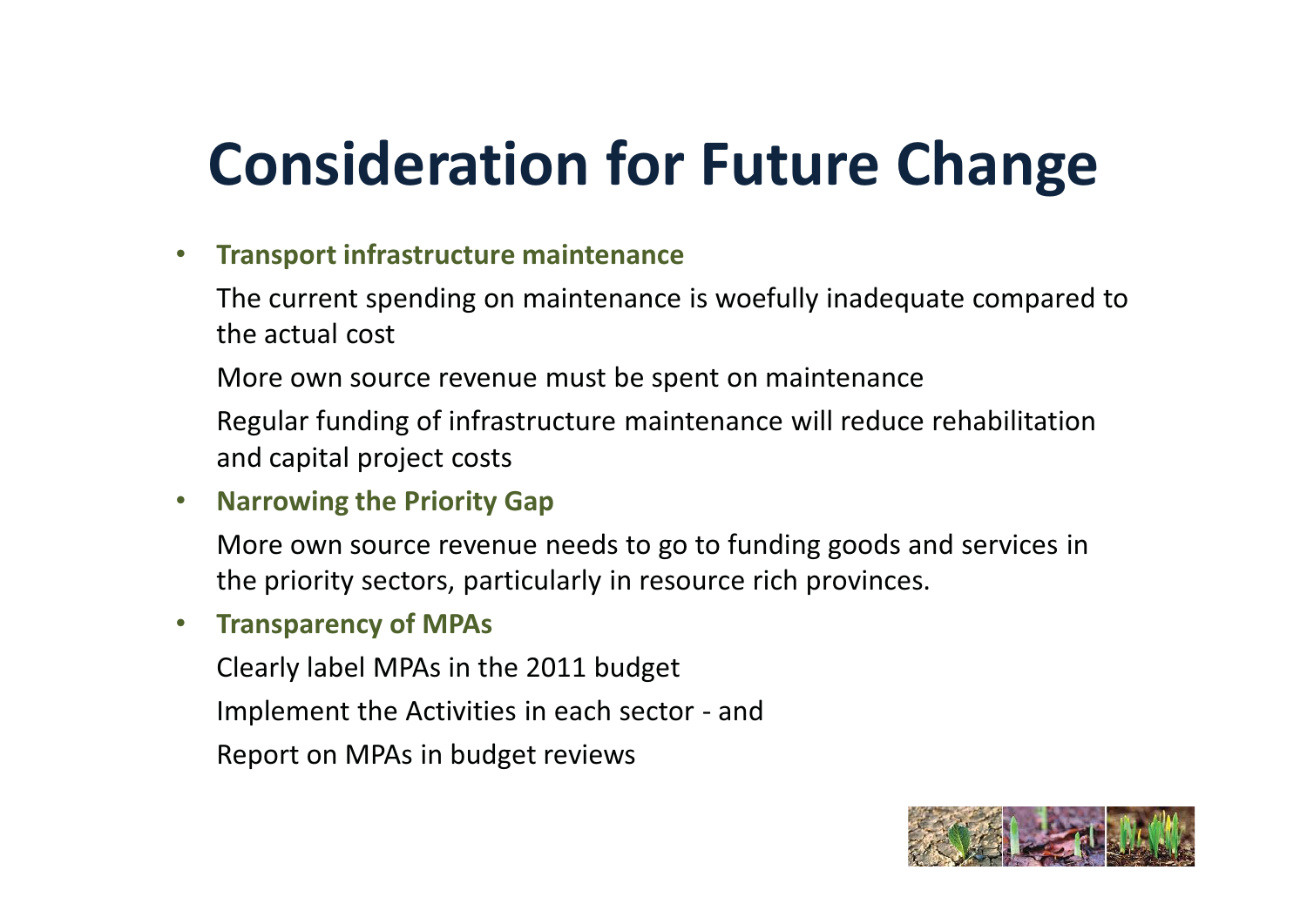# Consideration for Future Change

- **Transport infrastructure maintenance**

  The current spending on maintenance is woefully inadequate compared to the actual cost

  More own source revenue must be spent on maintenance

  Regular funding of infrastructure maintenance will reduce rehabilitation and capital project costs

- **Narrowing the Priority Gap**

  More own source revenue needs to go to funding goods and services in the priority sectors, particularly in resource rich provinces.

- **Transparency of MPAs**

  Clearly label MPAs in the 2011 budget

  Implement the Activities in each sector - and

  Report on MPAs in budget reviews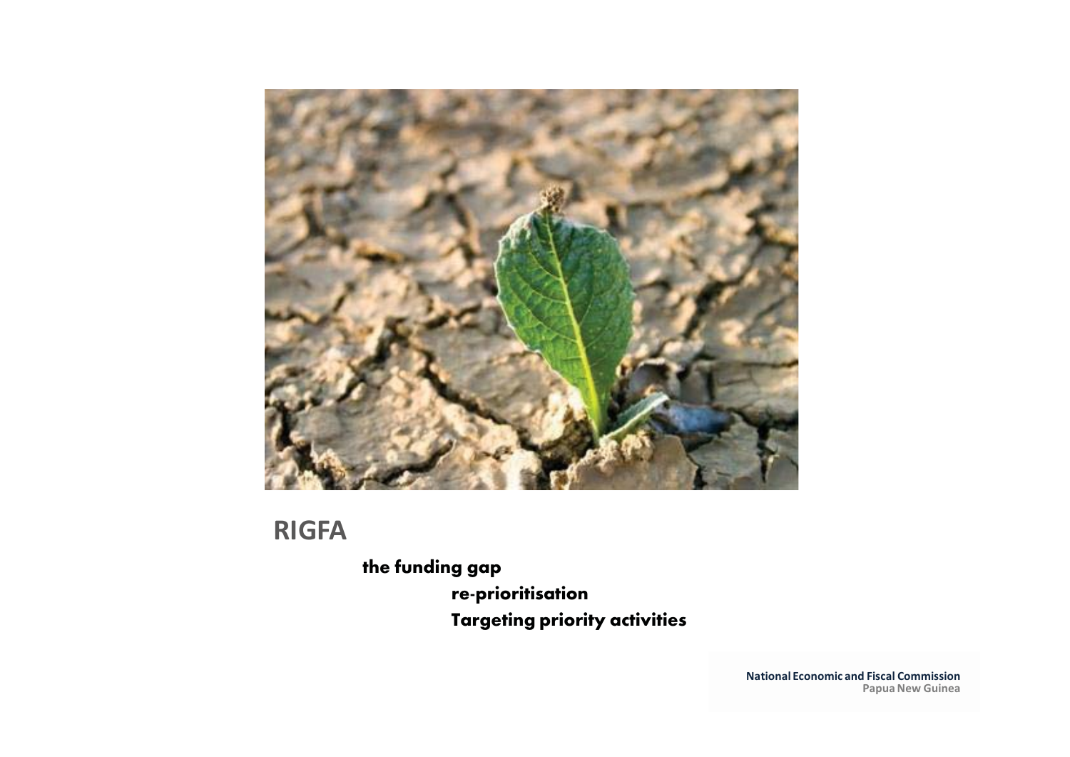# RIGFA

**the funding gap**

**re-prioritisation**

**Targeting priority activities**

**National Economic and Fiscal Commission**
**Papua New Guinea**